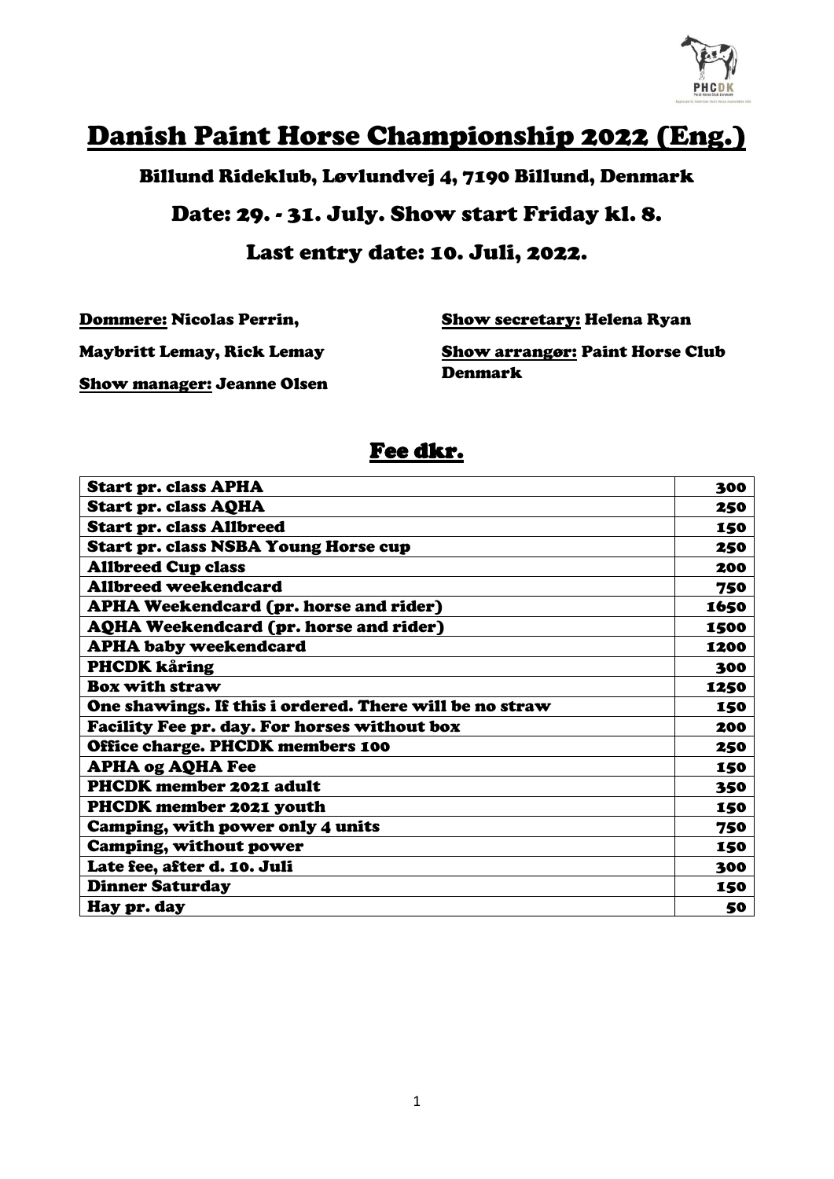# Danish Paint Horse Championship 2022 (Eng.)

## Billund Rideklub, Løvlundvej 4, 7190 Billund, Denmark

## Date: 29. - 31. July. Show start Friday kl. 8.

## Last entry date: 10. Juli, 2022.

**Dommere:** Nicolas Perrin, Maybritt Lemay, Rick Lemay

**Show manager:** Jeanne Olsen

**Show secretary:** Helena Ryan

**Show arrangør:** Paint Horse Club Denmark

## Fee dkr.

| | |
|---|---|
| Start pr. class APHA | 300 |
| Start pr. class AQHA | 250 |
| Start pr. class Allbreed | 150 |
| Start pr. class NSBA Young Horse cup | 250 |
| Allbreed Cup class | 200 |
| Allbreed weekendcard | 750 |
| APHA Weekendcard (pr. horse and rider) | 1650 |
| AQHA Weekendcard (pr. horse and rider) | 1500 |
| APHA baby weekendcard | 1200 |
| PHCDK kåring | 300 |
| Box with straw | 1250 |
| One shawings. If this i ordered. There will be no straw | 150 |
| Facility Fee pr. day. For horses without box | 200 |
| Office charge. PHCDK members 100 | 250 |
| APHA og AQHA Fee | 150 |
| PHCDK member 2021 adult | 350 |
| PHCDK member 2021 youth | 150 |
| Camping, with power only 4 units | 750 |
| Camping, without power | 150 |
| Late fee, after d. 10. Juli | 300 |
| Dinner Saturday | 150 |
| Hay pr. day | 50 |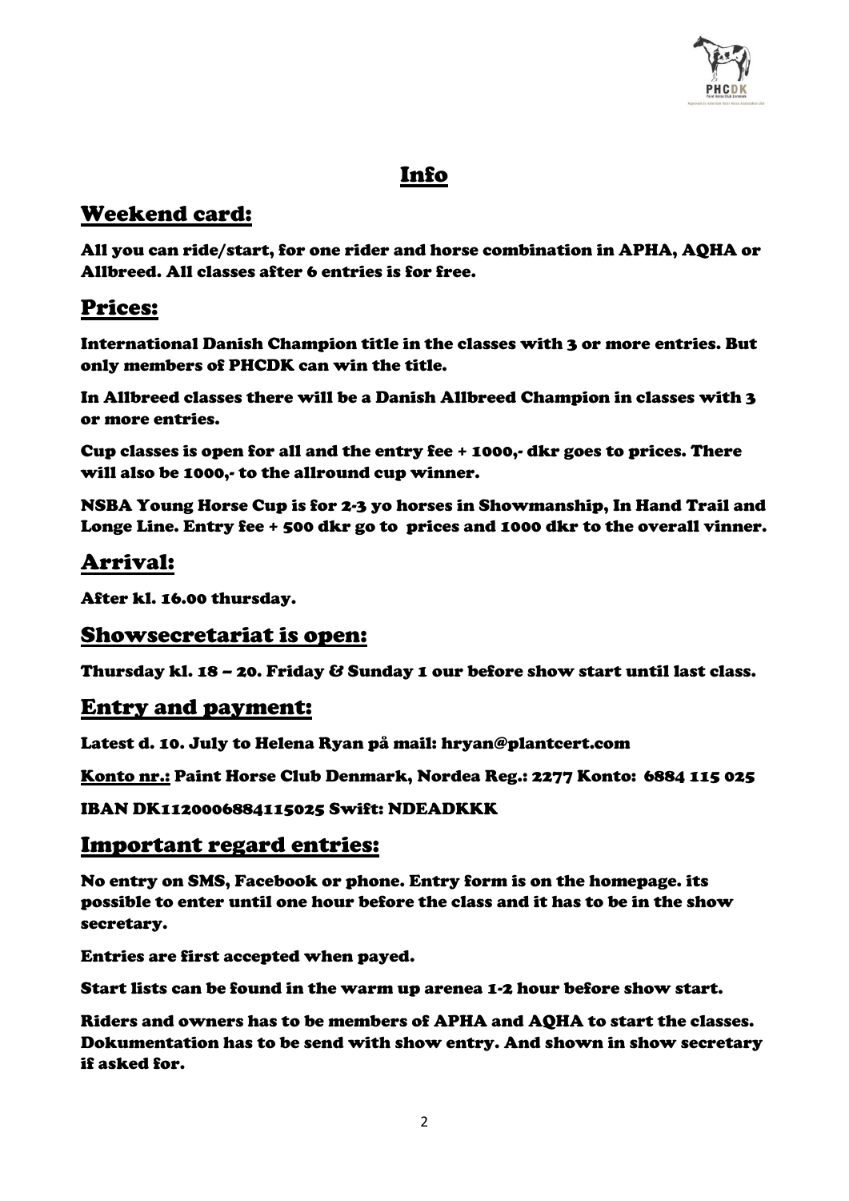# Info

## Weekend card:

**All you can ride/start, for one rider and horse combination in APHA, AQHA or Allbreed. All classes after 6 entries is for free.**

## Prices:

**International Danish Champion title in the classes with 3 or more entries. But only members of PHCDK can win the title.**

**In Allbreed classes there will be a Danish Allbreed Champion in classes with 3 or more entries.**

**Cup classes is open for all and the entry fee + 1000,- dkr goes to prices. There will also be 1000,- to the allround cup winner.**

**NSBA Young Horse Cup is for 2-3 yo horses in Showmanship, In Hand Trail and Longe Line. Entry fee + 500 dkr go to prices and 1000 dkr to the overall vinner.**

## Arrival:

**After kl. 16.00 thursday.**

## Showsecretariat is open:

**Thursday kl. 18 – 20. Friday & Sunday 1 our before show start until last class.**

## Entry and payment:

**Latest d. 10. July to Helena Ryan på mail: hryan@plantcert.com**

**Konto nr.: Paint Horse Club Denmark, Nordea Reg.: 2277 Konto: 6884 115 025**

**IBAN DK1120006884115025 Swift: NDEADKKK**

## Important regard entries:

**No entry on SMS, Facebook or phone. Entry form is on the homepage. its possible to enter until one hour before the class and it has to be in the show secretary.**

**Entries are first accepted when payed.**

**Start lists can be found in the warm up arenea 1-2 hour before show start.**

**Riders and owners has to be members of APHA and AQHA to start the classes. Dokumentation has to be send with show entry. And shown in show secretary if asked for.**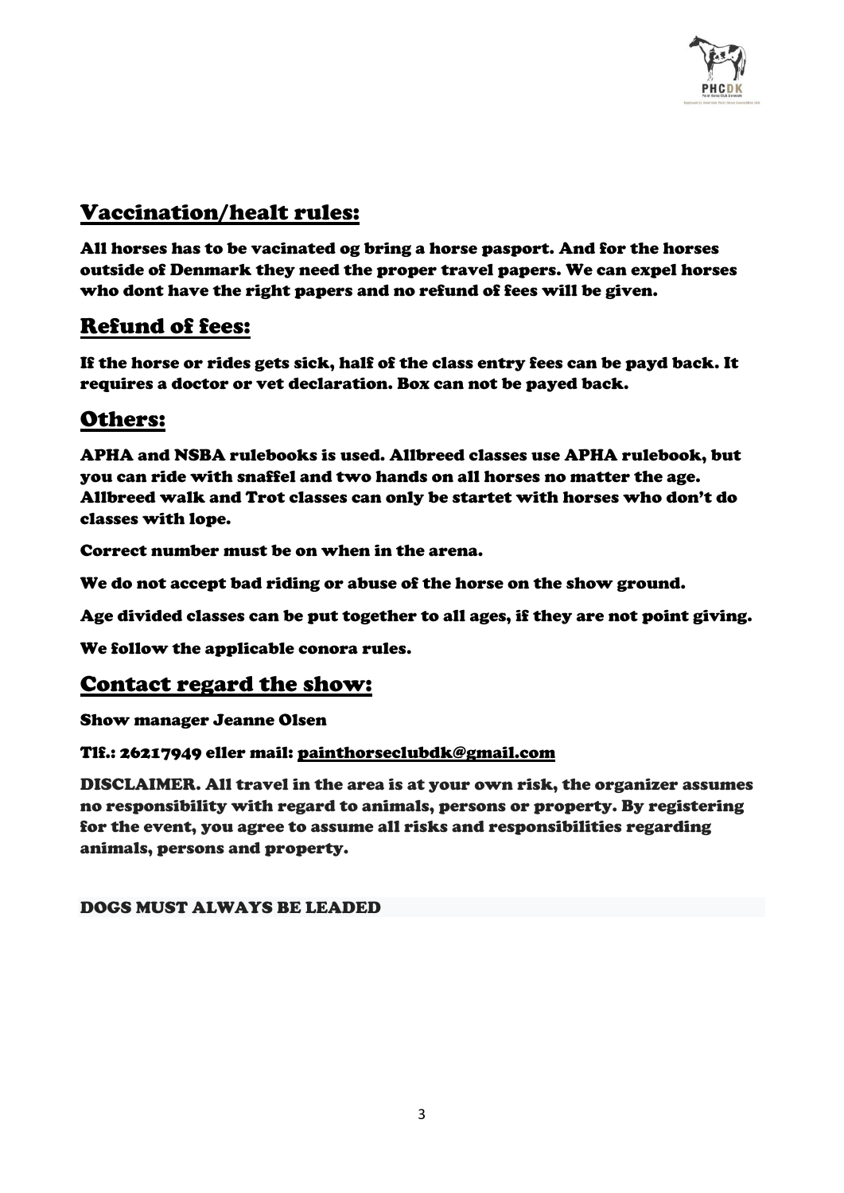## Vaccination/healt rules:

**All horses has to be vacinated og bring a horse pasport. And for the horses outside of Denmark they need the proper travel papers. We can expel horses who dont have the right papers and no refund of fees will be given.**

## Refund of fees:

**If the horse or rides gets sick, half of the class entry fees can be payd back. It requires a doctor or vet declaration. Box can not be payed back.**

## Others:

**APHA and NSBA rulebooks is used. Allbreed classes use APHA rulebook, but you can ride with snaffel and two hands on all horses no matter the age. Allbreed walk and Trot classes can only be startet with horses who don't do classes with lope.**

**Correct number must be on when in the arena.**

**We do not accept bad riding or abuse of the horse on the show ground.**

**Age divided classes can be put together to all ages, if they are not point giving.**

**We follow the applicable conora rules.**

## Contact regard the show:

**Show manager Jeanne Olsen**

**Tlf.: 26217949 eller mail: painthorseclubdk@gmail.com**

DISCLAIMER. All travel in the area is at your own risk, the organizer assumes no responsibility with regard to animals, persons or property. By registering for the event, you agree to assume all risks and responsibilities regarding animals, persons and property.

DOGS MUST ALWAYS BE LEADED